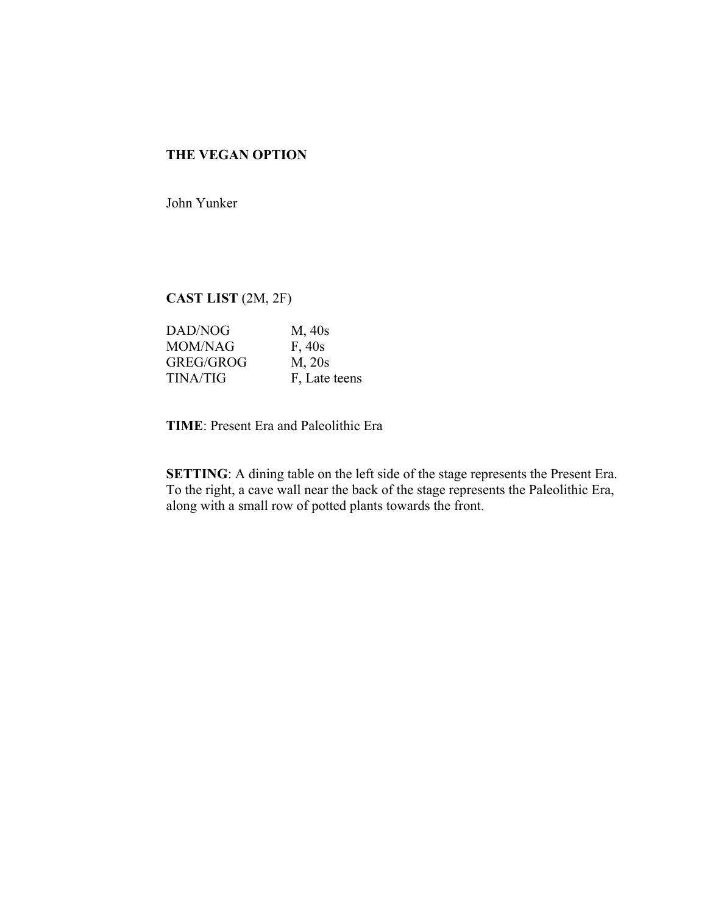**THE VEGAN OPTION**

John Yunker

**CAST LIST** (2M, 2F)

| | |
|---|---|
| DAD/NOG | M, 40s |
| MOM/NAG | F, 40s |
| GREG/GROG | M, 20s |
| TINA/TIG | F, Late teens |

**TIME**: Present Era and Paleolithic Era

**SETTING**: A dining table on the left side of the stage represents the Present Era. To the right, a cave wall near the back of the stage represents the Paleolithic Era, along with a small row of potted plants towards the front.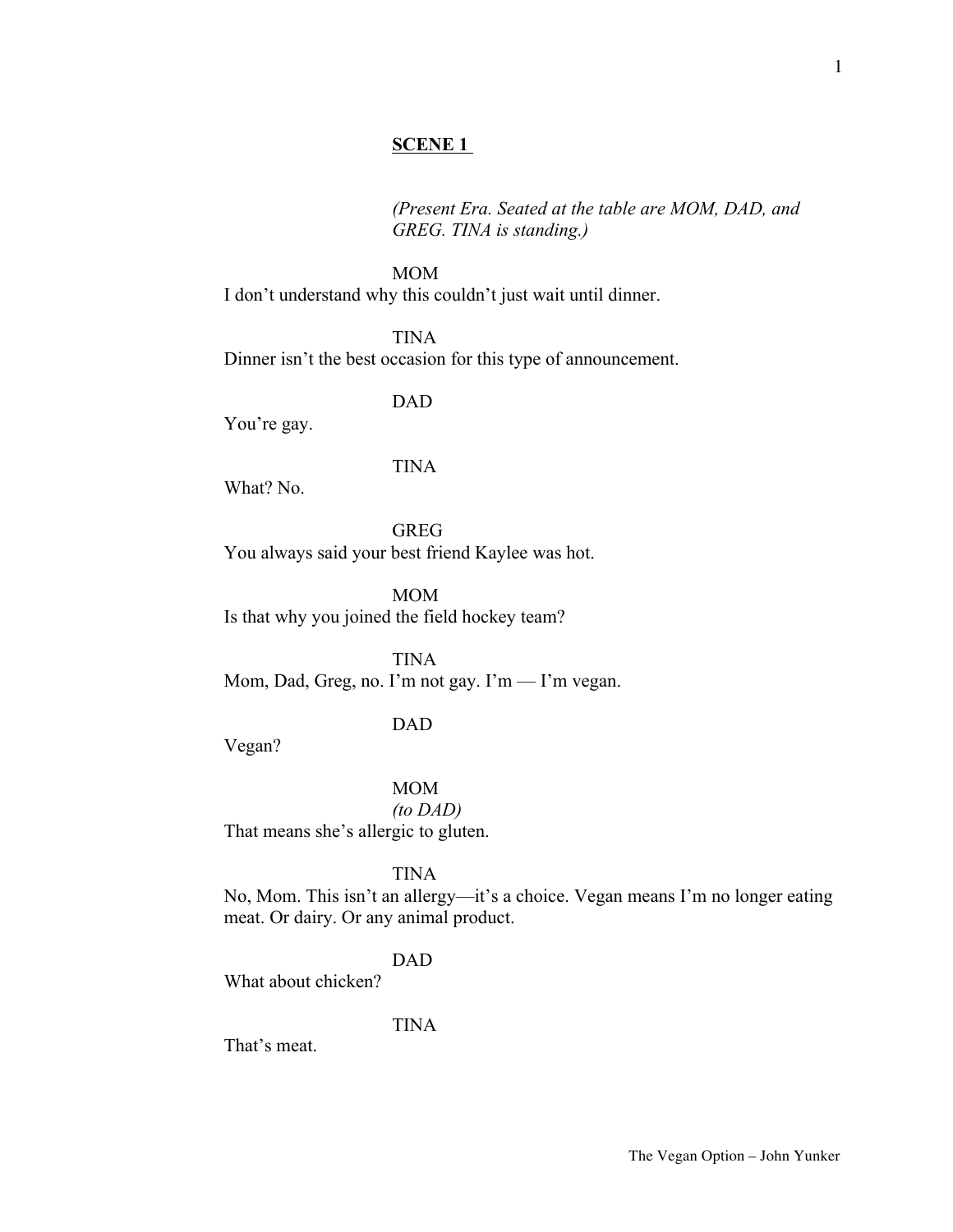**SCENE 1**

*(Present Era. Seated at the table are MOM, DAD, and GREG. TINA is standing.)*

MOM

I don't understand why this couldn't just wait until dinner.

TINA

Dinner isn't the best occasion for this type of announcement.

DAD

You're gay.

TINA

What? No.

GREG

You always said your best friend Kaylee was hot.

MOM

Is that why you joined the field hockey team?

TINA

Mom, Dad, Greg, no. I'm not gay. I'm — I'm vegan.

DAD

Vegan?

MOM

*(to DAD)*

That means she's allergic to gluten.

TINA

No, Mom. This isn't an allergy—it's a choice. Vegan means I'm no longer eating meat. Or dairy. Or any animal product.

DAD

What about chicken?

TINA

That's meat.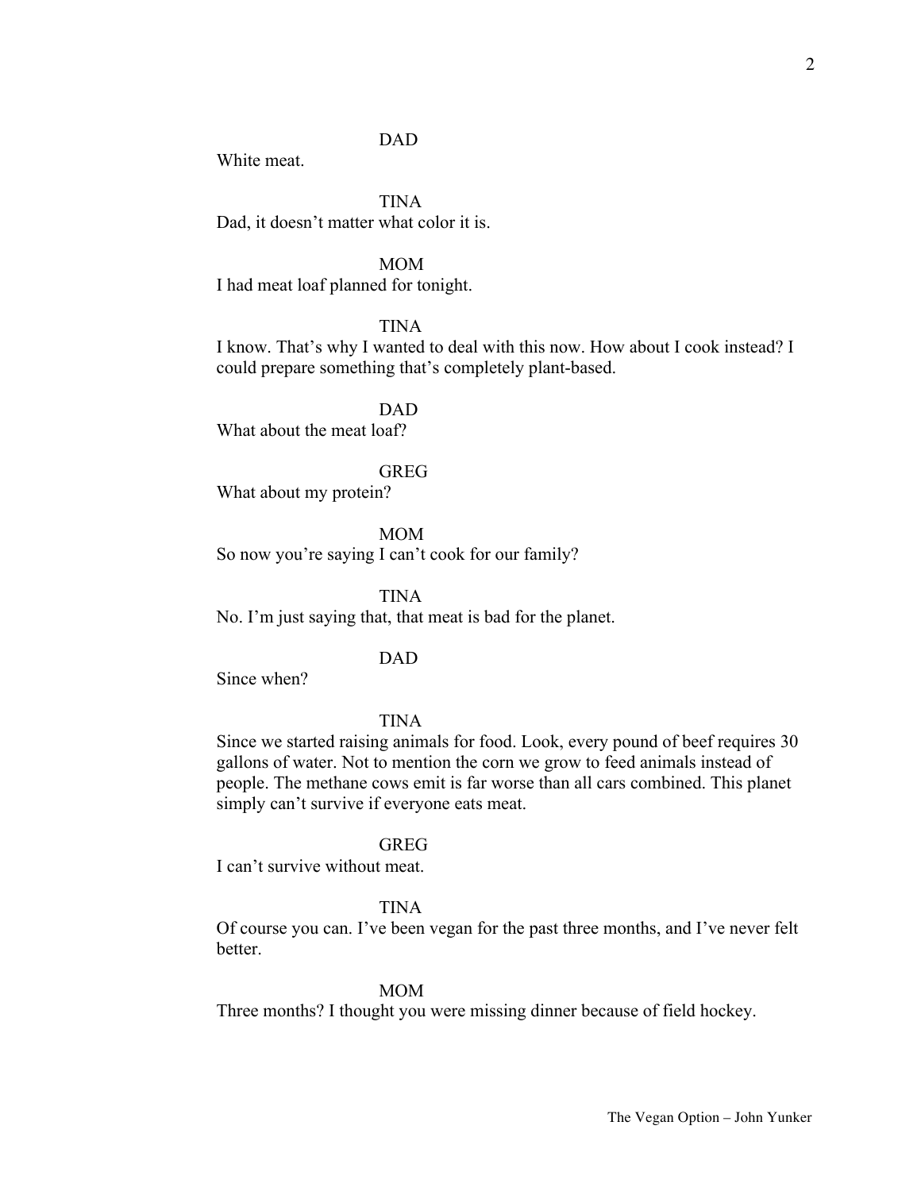DAD

White meat.

TINA

Dad, it doesn't matter what color it is.

MOM

I had meat loaf planned for tonight.

TINA

I know. That's why I wanted to deal with this now. How about I cook instead? I could prepare something that's completely plant-based.

DAD

What about the meat loaf?

GREG

What about my protein?

MOM

So now you're saying I can't cook for our family?

TINA

No. I'm just saying that, that meat is bad for the planet.

DAD

Since when?

TINA

Since we started raising animals for food. Look, every pound of beef requires 30 gallons of water. Not to mention the corn we grow to feed animals instead of people. The methane cows emit is far worse than all cars combined. This planet simply can't survive if everyone eats meat.

GREG

I can't survive without meat.

TINA

Of course you can. I've been vegan for the past three months, and I've never felt better.

MOM

Three months? I thought you were missing dinner because of field hockey.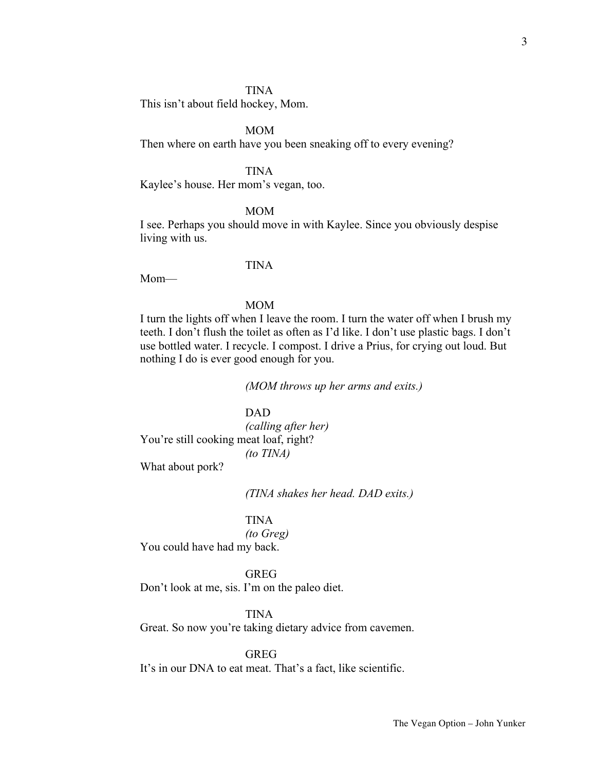TINA

This isn't about field hockey, Mom.

MOM

Then where on earth have you been sneaking off to every evening?

TINA

Kaylee's house. Her mom's vegan, too.

MOM

I see. Perhaps you should move in with Kaylee. Since you obviously despise living with us.

TINA

Mom—

MOM

I turn the lights off when I leave the room. I turn the water off when I brush my teeth. I don't flush the toilet as often as I'd like. I don't use plastic bags. I don't use bottled water. I recycle. I compost. I drive a Prius, for crying out loud. But nothing I do is ever good enough for you.

*(MOM throws up her arms and exits.)*

DAD

*(calling after her)*

You're still cooking meat loaf, right?

*(to TINA)*

What about pork?

*(TINA shakes her head. DAD exits.)*

TINA

*(to Greg)*

You could have had my back.

GREG

Don't look at me, sis. I'm on the paleo diet.

TINA

Great. So now you're taking dietary advice from cavemen.

GREG

It's in our DNA to eat meat. That's a fact, like scientific.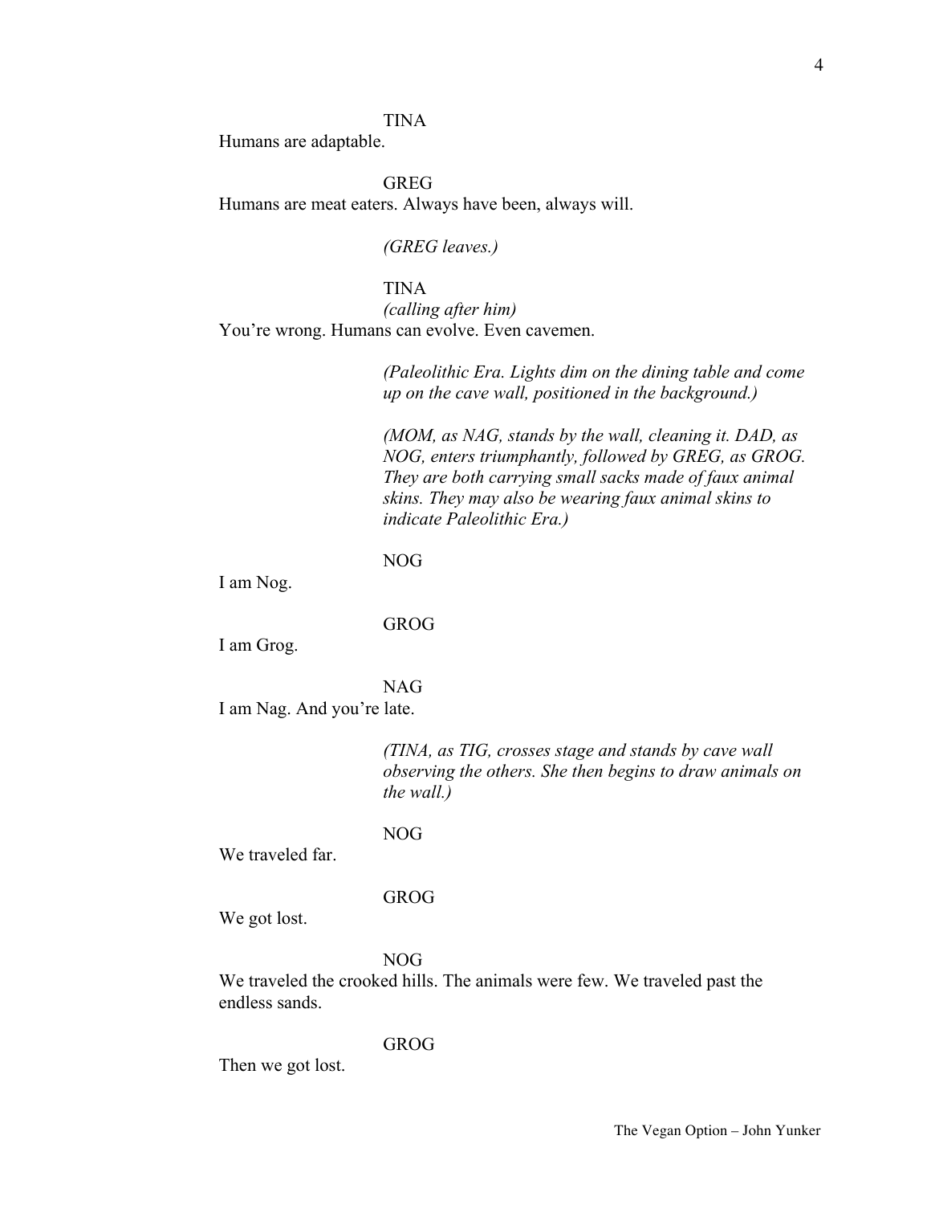TINA

Humans are adaptable.

GREG

Humans are meat eaters. Always have been, always will.

*(GREG leaves.)*

TINA

*(calling after him)*

You're wrong. Humans can evolve. Even cavemen.

*(Paleolithic Era. Lights dim on the dining table and come up on the cave wall, positioned in the background.)*

*(MOM, as NAG, stands by the wall, cleaning it. DAD, as NOG, enters triumphantly, followed by GREG, as GROG. They are both carrying small sacks made of faux animal skins. They may also be wearing faux animal skins to indicate Paleolithic Era.)*

NOG

I am Nog.

GROG

I am Grog.

NAG

I am Nag. And you're late.

*(TINA, as TIG, crosses stage and stands by cave wall observing the others. She then begins to draw animals on the wall.)*

NOG

We traveled far.

GROG

We got lost.

NOG

We traveled the crooked hills. The animals were few. We traveled past the endless sands.

GROG

Then we got lost.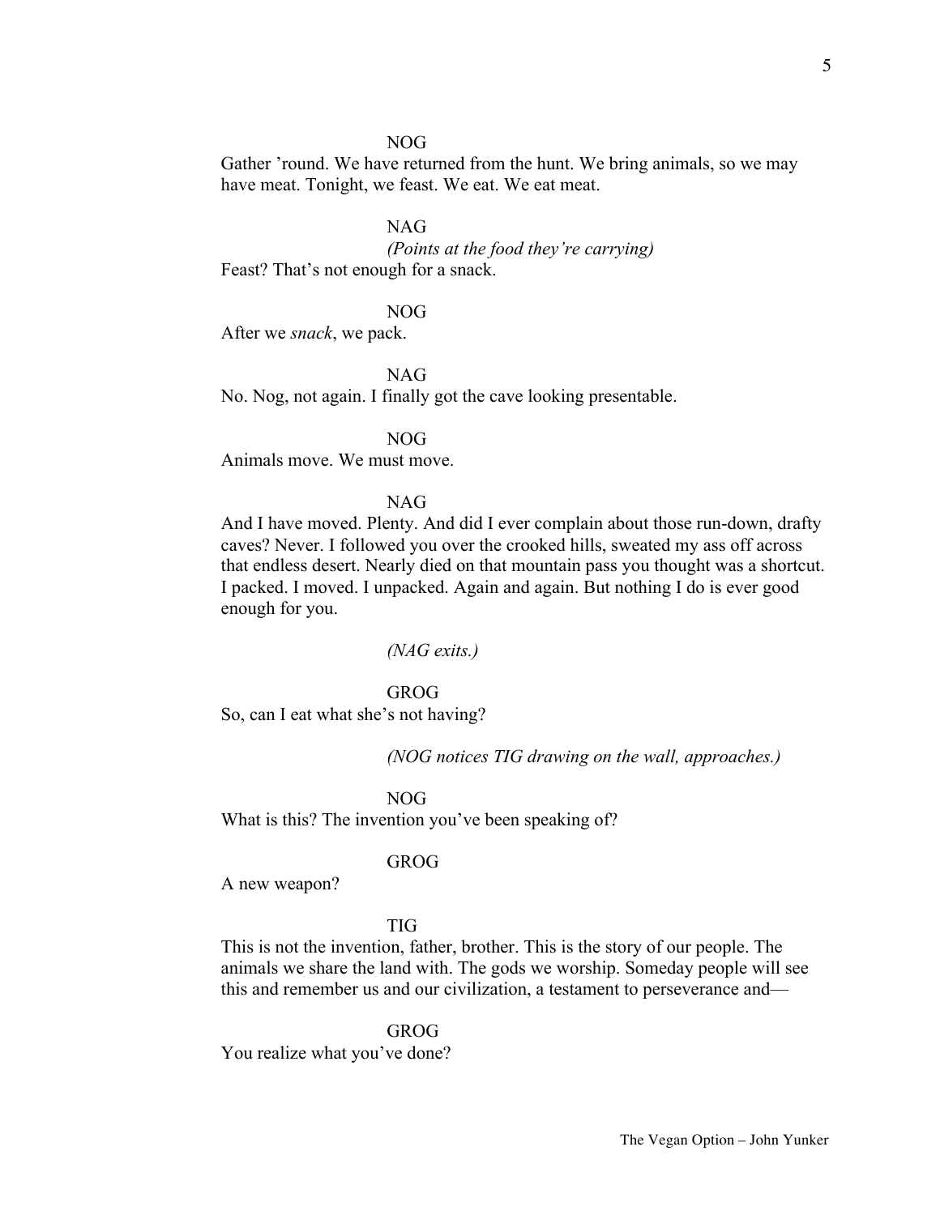NOG

Gather 'round. We have returned from the hunt. We bring animals, so we may have meat. Tonight, we feast. We eat. We eat meat.

NAG

*(Points at the food they're carrying)*

Feast? That's not enough for a snack.

NOG

After we *snack*, we pack.

NAG

No. Nog, not again. I finally got the cave looking presentable.

NOG

Animals move. We must move.

NAG

And I have moved. Plenty. And did I ever complain about those run-down, drafty caves? Never. I followed you over the crooked hills, sweated my ass off across that endless desert. Nearly died on that mountain pass you thought was a shortcut. I packed. I moved. I unpacked. Again and again. But nothing I do is ever good enough for you.

*(NAG exits.)*

GROG

So, can I eat what she's not having?

*(NOG notices TIG drawing on the wall, approaches.)*

NOG

What is this? The invention you've been speaking of?

GROG

A new weapon?

TIG

This is not the invention, father, brother. This is the story of our people. The animals we share the land with. The gods we worship. Someday people will see this and remember us and our civilization, a testament to perseverance and—

GROG

You realize what you've done?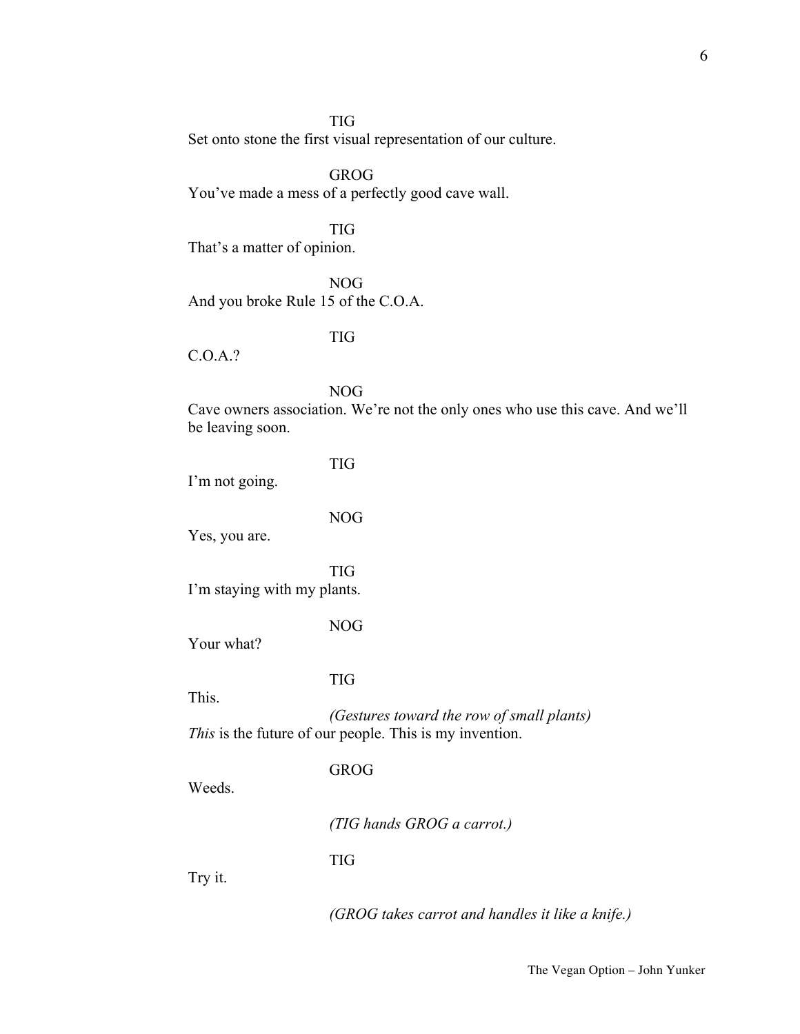TIG

Set onto stone the first visual representation of our culture.

GROG

You've made a mess of a perfectly good cave wall.

TIG

That's a matter of opinion.

NOG

And you broke Rule 15 of the C.O.A.

TIG

C.O.A.?

NOG

Cave owners association. We're not the only ones who use this cave. And we'll be leaving soon.

TIG

I'm not going.

NOG

Yes, you are.

TIG

I'm staying with my plants.

NOG

Your what?

TIG

This.

*(Gestures toward the row of small plants)*

*This* is the future of our people. This is my invention.

GROG

Weeds.

*(TIG hands GROG a carrot.)*

TIG

Try it.

*(GROG takes carrot and handles it like a knife.)*